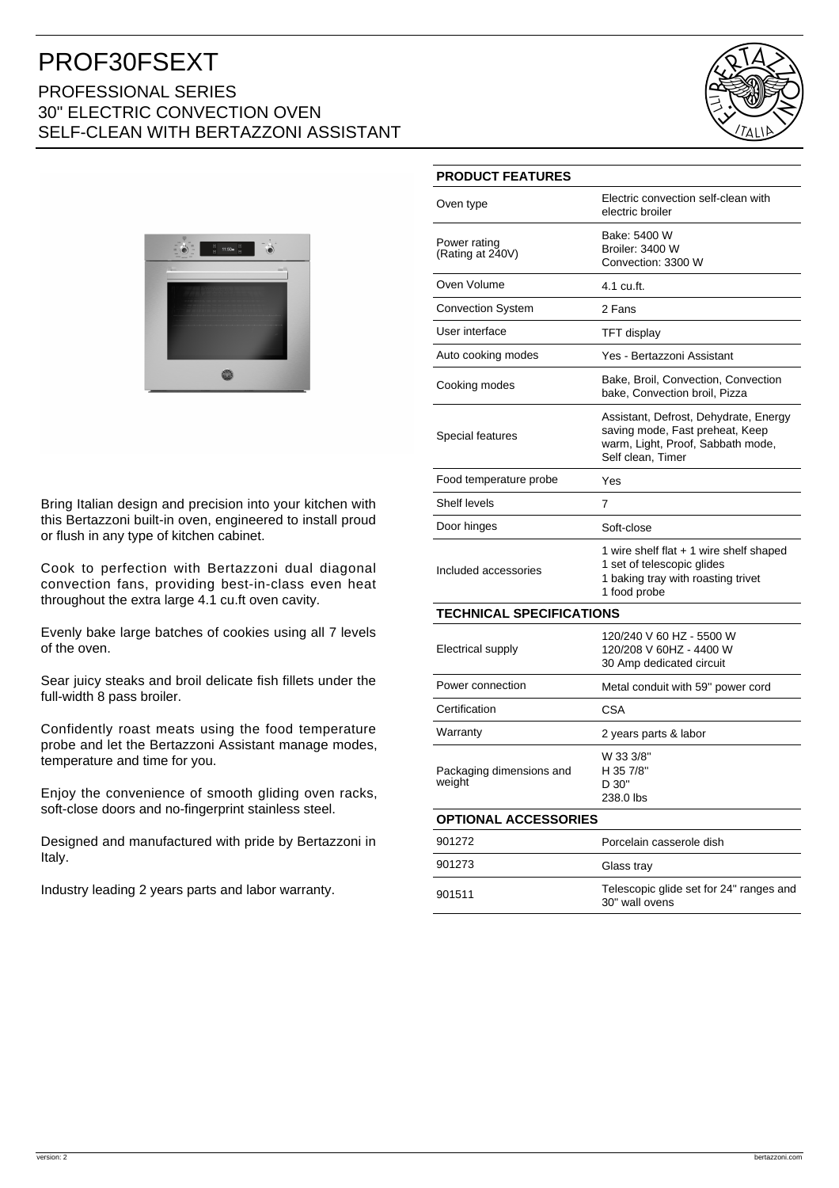# PROF30FSEXT

## PROFESSIONAL SERIES
## 30" ELECTRIC CONVECTION OVEN
## SELF-CLEAN WITH BERTAZZONI ASSISTANT

Bring Italian design and precision into your kitchen with this Bertazzoni built-in oven, engineered to install proud or flush in any type of kitchen cabinet.

Cook to perfection with Bertazzoni dual diagonal convection fans, providing best-in-class even heat throughout the extra large 4.1 cu.ft oven cavity.

Evenly bake large batches of cookies using all 7 levels of the oven.

Sear juicy steaks and broil delicate fish fillets under the full-width 8 pass broiler.

Confidently roast meats using the food temperature probe and let the Bertazzoni Assistant manage modes, temperature and time for you.

Enjoy the convenience of smooth gliding oven racks, soft-close doors and no-fingerprint stainless steel.

Designed and manufactured with pride by Bertazzoni in Italy.

Industry leading 2 years parts and labor warranty.

| PRODUCT FEATURES | |
|---|---|
| Oven type | Electric convection self-clean with electric broiler |
| Power rating (Rating at 240V) | Bake: 5400 W<br>Broiler: 3400 W<br>Convection: 3300 W |
| Oven Volume | 4.1 cu.ft. |
| Convection System | 2 Fans |
| User interface | TFT display |
| Auto cooking modes | Yes - Bertazzoni Assistant |
| Cooking modes | Bake, Broil, Convection, Convection bake, Convection broil, Pizza |
| Special features | Assistant, Defrost, Dehydrate, Energy saving mode, Fast preheat, Keep warm, Light, Proof, Sabbath mode, Self clean, Timer |
| Food temperature probe | Yes |
| Shelf levels | 7 |
| Door hinges | Soft-close |
| Included accessories | 1 wire shelf flat + 1 wire shelf shaped<br>1 set of telescopic glides<br>1 baking tray with roasting trivet<br>1 food probe |
| **TECHNICAL SPECIFICATIONS** | |
| Electrical supply | 120/240 V 60 HZ - 5500 W<br>120/208 V 60HZ - 4400 W<br>30 Amp dedicated circuit |
| Power connection | Metal conduit with 59" power cord |
| Certification | CSA |
| Warranty | 2 years parts & labor |
| Packaging dimensions and weight | W 33 3/8"<br>H 35 7/8"<br>D 30"<br>238.0 lbs |
| **OPTIONAL ACCESSORIES** | |
| 901272 | Porcelain casserole dish |
| 901273 | Glass tray |
| 901511 | Telescopic glide set for 24" ranges and 30" wall ovens |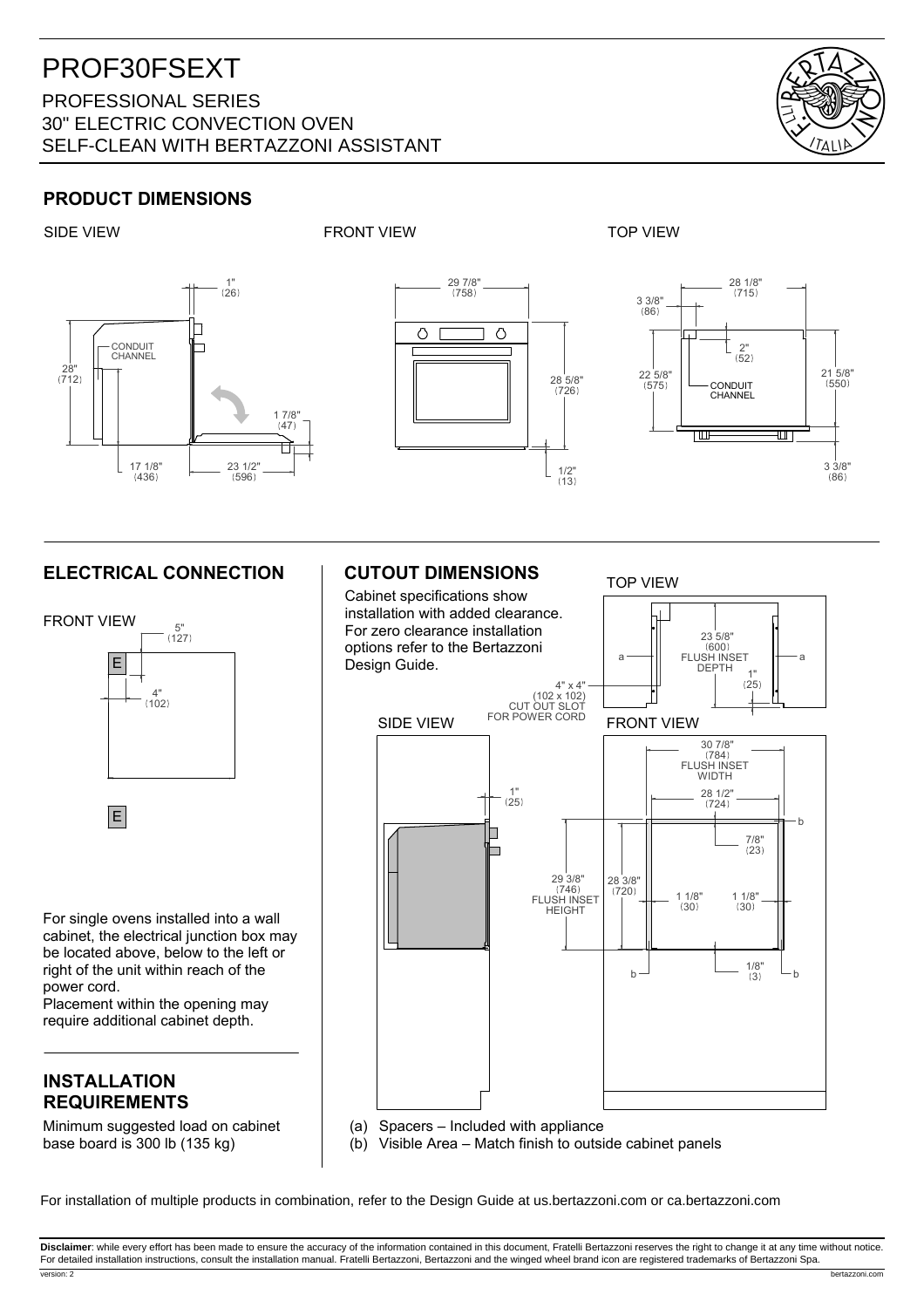# PROF30FSEXT

PROFESSIONAL SERIES
30" ELECTRIC CONVECTION OVEN
SELF-CLEAN WITH BERTAZZONI ASSISTANT

## PRODUCT DIMENSIONS

SIDE VIEW

1" (26)
CONDUIT CHANNEL
28" (712)
1 7/8" (47)
17 1/8" (436)
23 1/2" (596)

FRONT VIEW

29 7/8" (758)
28 5/8" (726)
1/2" (13)

TOP VIEW

28 1/8" (715)
3 3/8" (86)
2" (52)
22 5/8" (575)
CONDUIT CHANNEL
21 5/8" (550)
3 3/8" (86)

## ELECTRICAL CONNECTION

FRONT VIEW

5" (127)
E
4" (102)
E

For single ovens installed into a wall cabinet, the electrical junction box may be located above, below to the left or right of the unit within reach of the power cord.
Placement within the opening may require additional cabinet depth.

## INSTALLATION REQUIREMENTS

Minimum suggested load on cabinet base board is 300 lb (135 kg)

## CUTOUT DIMENSIONS

Cabinet specifications show installation with added clearance. For zero clearance installation options refer to the Bertazzoni Design Guide.

TOP VIEW

a
23 5/8" (600) FLUSH INSET DEPTH
a
1" (25)
4" x 4" (102 x 102) CUT OUT SLOT FOR POWER CORD

SIDE VIEW

1" (25)
29 3/8" (746) FLUSH INSET HEIGHT

FRONT VIEW

30 7/8" (784) FLUSH INSET WIDTH
28 1/2" (724)
b
7/8" (23)
28 3/8" (720)
1 1/8" (30)
1 1/8" (30)
b
1/8" (3)
b

(a) Spacers – Included with appliance
(b) Visible Area – Match finish to outside cabinet panels

For installation of multiple products in combination, refer to the Design Guide at us.bertazzoni.com or ca.bertazzoni.com

**Disclaimer**: while every effort has been made to ensure the accuracy of the information contained in this document, Fratelli Bertazzoni reserves the right to change it at any time without notice. For detailed installation instructions, consult the installation manual. Fratelli Bertazzoni, Bertazzoni and the winged wheel brand icon are registered trademarks of Bertazzoni Spa.

version: 2

bertazzoni.com